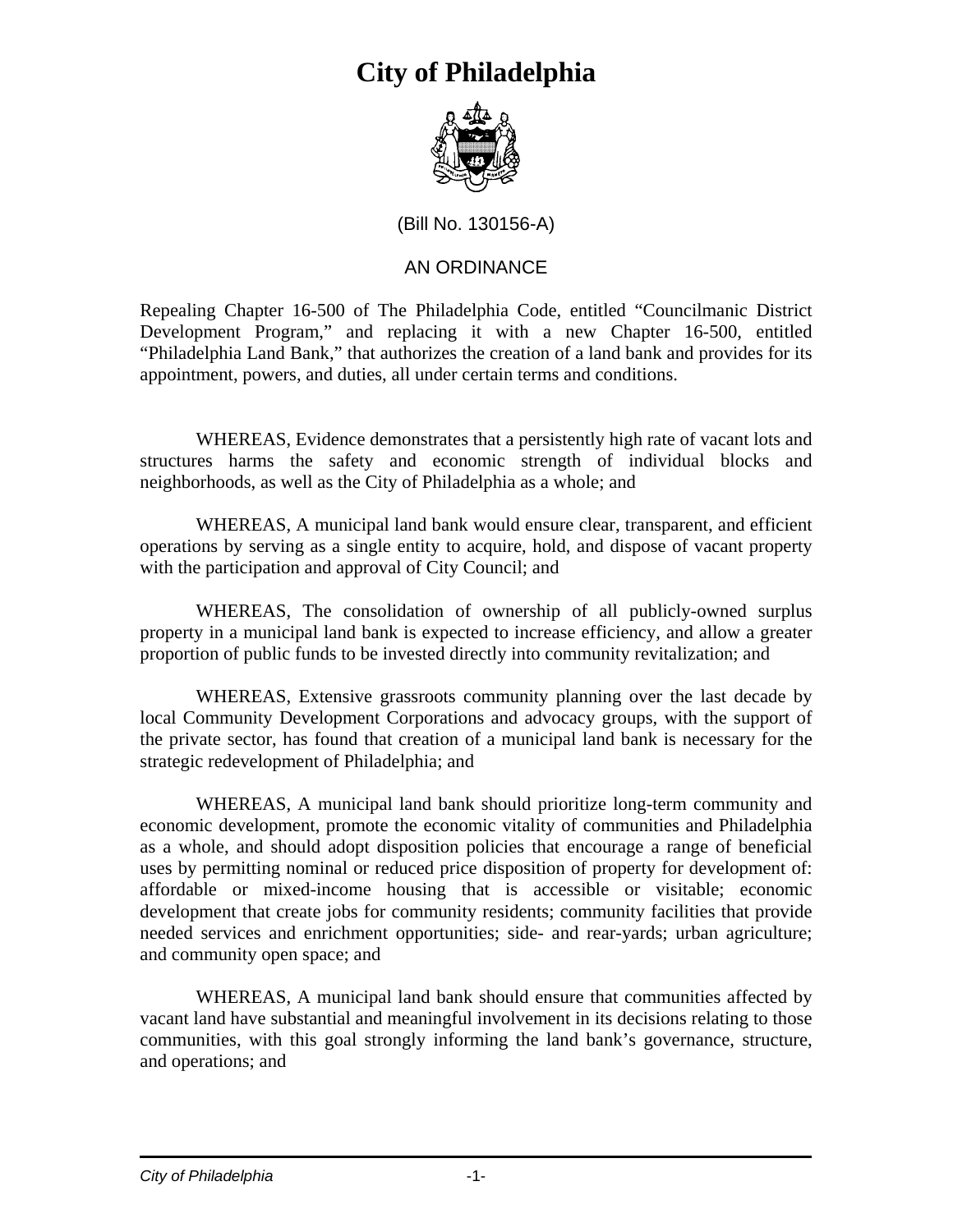# City of Philadelphia

(Bill No. 130156-A)

AN ORDINANCE

Repealing Chapter 16-500 of The Philadelphia Code, entitled "Councilmanic District Development Program," and replacing it with a new Chapter 16-500, entitled "Philadelphia Land Bank," that authorizes the creation of a land bank and provides for its appointment, powers, and duties, all under certain terms and conditions.

WHEREAS, Evidence demonstrates that a persistently high rate of vacant lots and structures harms the safety and economic strength of individual blocks and neighborhoods, as well as the City of Philadelphia as a whole; and

WHEREAS, A municipal land bank would ensure clear, transparent, and efficient operations by serving as a single entity to acquire, hold, and dispose of vacant property with the participation and approval of City Council; and

WHEREAS, The consolidation of ownership of all publicly-owned surplus property in a municipal land bank is expected to increase efficiency, and allow a greater proportion of public funds to be invested directly into community revitalization; and

WHEREAS, Extensive grassroots community planning over the last decade by local Community Development Corporations and advocacy groups, with the support of the private sector, has found that creation of a municipal land bank is necessary for the strategic redevelopment of Philadelphia; and

WHEREAS, A municipal land bank should prioritize long-term community and economic development, promote the economic vitality of communities and Philadelphia as a whole, and should adopt disposition policies that encourage a range of beneficial uses by permitting nominal or reduced price disposition of property for development of: affordable or mixed-income housing that is accessible or visitable; economic development that create jobs for community residents; community facilities that provide needed services and enrichment opportunities; side- and rear-yards; urban agriculture; and community open space; and

WHEREAS, A municipal land bank should ensure that communities affected by vacant land have substantial and meaningful involvement in its decisions relating to those communities, with this goal strongly informing the land bank's governance, structure, and operations; and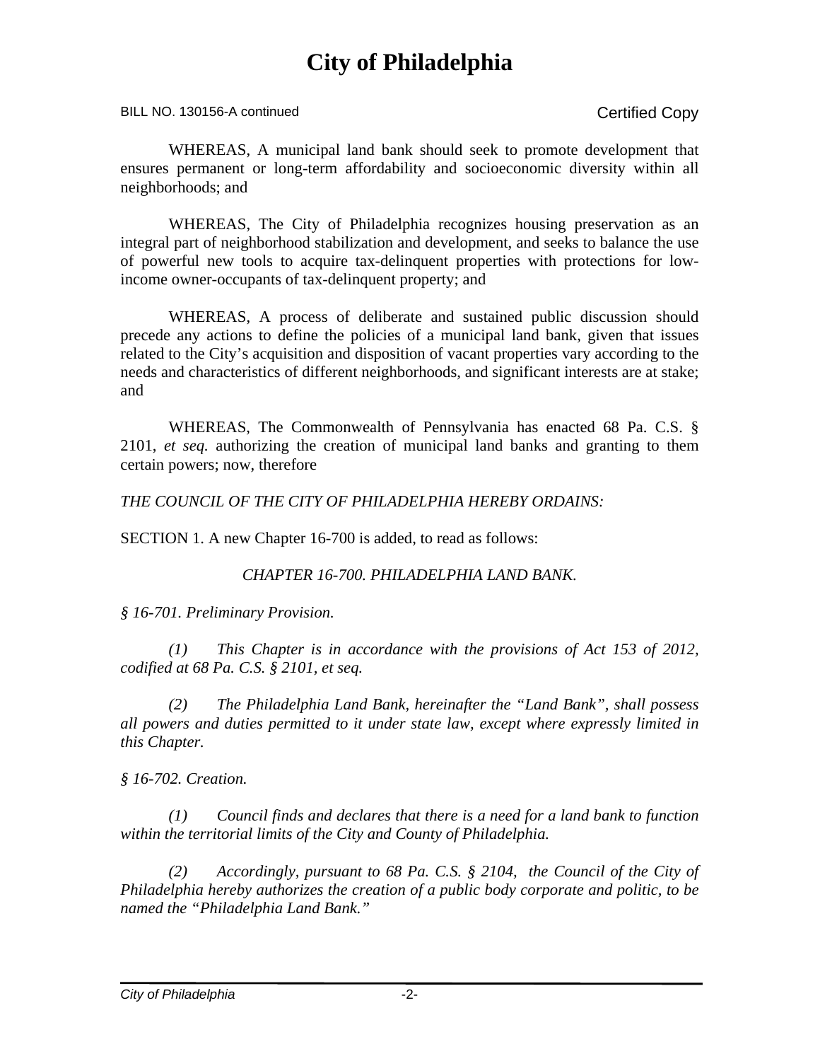WHEREAS, A municipal land bank should seek to promote development that ensures permanent or long-term affordability and socioeconomic diversity within all neighborhoods; and

WHEREAS, The City of Philadelphia recognizes housing preservation as an integral part of neighborhood stabilization and development, and seeks to balance the use of powerful new tools to acquire tax-delinquent properties with protections for low-income owner-occupants of tax-delinquent property; and

WHEREAS, A process of deliberate and sustained public discussion should precede any actions to define the policies of a municipal land bank, given that issues related to the City's acquisition and disposition of vacant properties vary according to the needs and characteristics of different neighborhoods, and significant interests are at stake; and

WHEREAS, The Commonwealth of Pennsylvania has enacted 68 Pa. C.S. § 2101, *et seq.* authorizing the creation of municipal land banks and granting to them certain powers; now, therefore

*THE COUNCIL OF THE CITY OF PHILADELPHIA HEREBY ORDAINS:*

SECTION 1. A new Chapter 16-700 is added, to read as follows:

*CHAPTER 16-700. PHILADELPHIA LAND BANK.*

*§ 16-701. Preliminary Provision.*

*(1) This Chapter is in accordance with the provisions of Act 153 of 2012, codified at 68 Pa. C.S. § 2101, et seq.*

*(2) The Philadelphia Land Bank, hereinafter the "Land Bank", shall possess all powers and duties permitted to it under state law, except where expressly limited in this Chapter.*

*§ 16-702. Creation.*

*(1) Council finds and declares that there is a need for a land bank to function within the territorial limits of the City and County of Philadelphia.*

*(2) Accordingly, pursuant to 68 Pa. C.S. § 2104, the Council of the City of Philadelphia hereby authorizes the creation of a public body corporate and politic, to be named the "Philadelphia Land Bank."*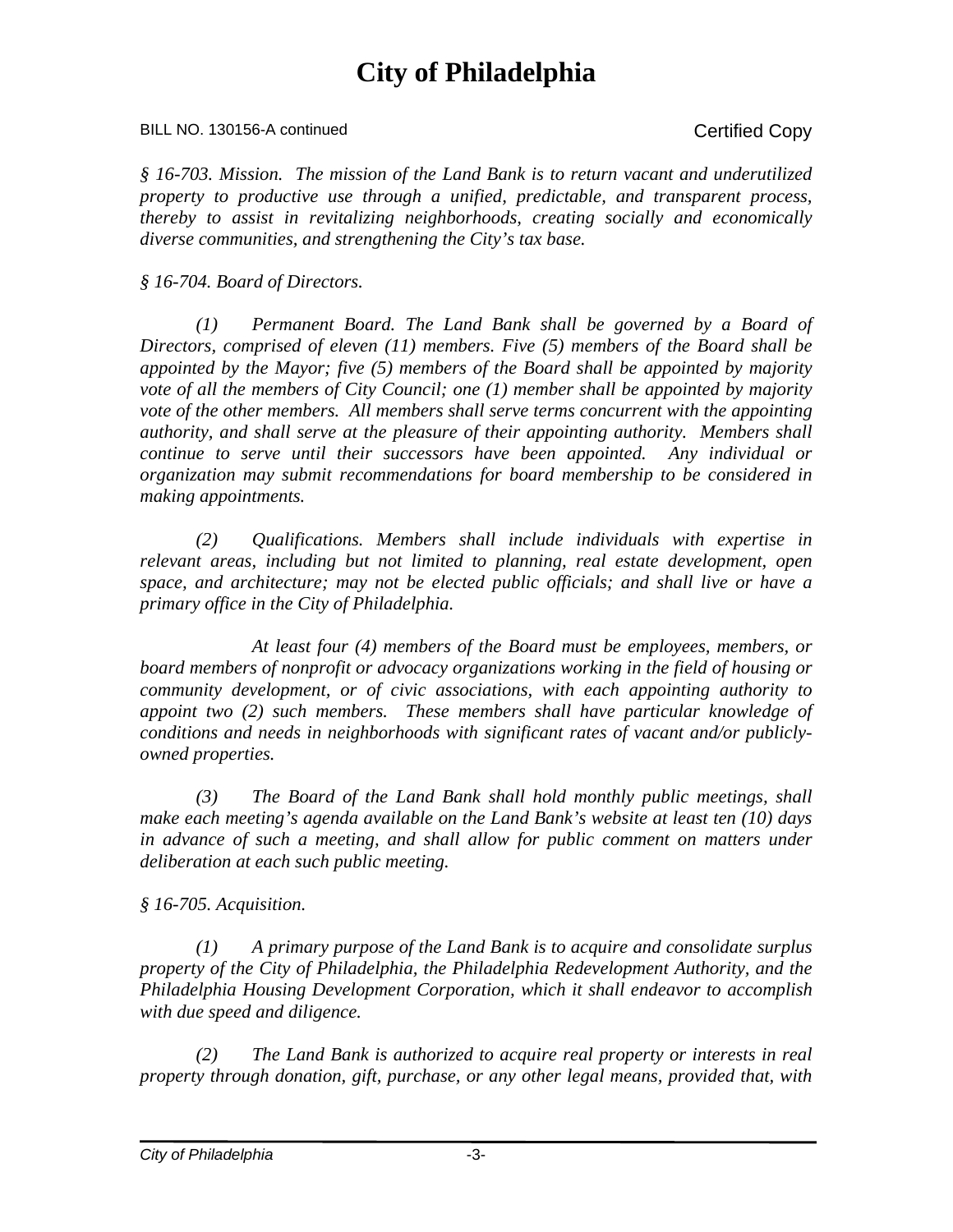*§ 16-703. Mission. The mission of the Land Bank is to return vacant and underutilized property to productive use through a unified, predictable, and transparent process, thereby to assist in revitalizing neighborhoods, creating socially and economically diverse communities, and strengthening the City's tax base.*

*§ 16-704. Board of Directors.*

*(1) Permanent Board. The Land Bank shall be governed by a Board of Directors, comprised of eleven (11) members. Five (5) members of the Board shall be appointed by the Mayor; five (5) members of the Board shall be appointed by majority vote of all the members of City Council; one (1) member shall be appointed by majority vote of the other members. All members shall serve terms concurrent with the appointing authority, and shall serve at the pleasure of their appointing authority. Members shall continue to serve until their successors have been appointed. Any individual or organization may submit recommendations for board membership to be considered in making appointments.*

*(2) Qualifications. Members shall include individuals with expertise in relevant areas, including but not limited to planning, real estate development, open space, and architecture; may not be elected public officials; and shall live or have a primary office in the City of Philadelphia.*

*At least four (4) members of the Board must be employees, members, or board members of nonprofit or advocacy organizations working in the field of housing or community development, or of civic associations, with each appointing authority to appoint two (2) such members. These members shall have particular knowledge of conditions and needs in neighborhoods with significant rates of vacant and/or publicly-owned properties.*

*(3) The Board of the Land Bank shall hold monthly public meetings, shall make each meeting's agenda available on the Land Bank's website at least ten (10) days in advance of such a meeting, and shall allow for public comment on matters under deliberation at each such public meeting.*

*§ 16-705. Acquisition.*

*(1) A primary purpose of the Land Bank is to acquire and consolidate surplus property of the City of Philadelphia, the Philadelphia Redevelopment Authority, and the Philadelphia Housing Development Corporation, which it shall endeavor to accomplish with due speed and diligence.*

*(2) The Land Bank is authorized to acquire real property or interests in real property through donation, gift, purchase, or any other legal means, provided that, with*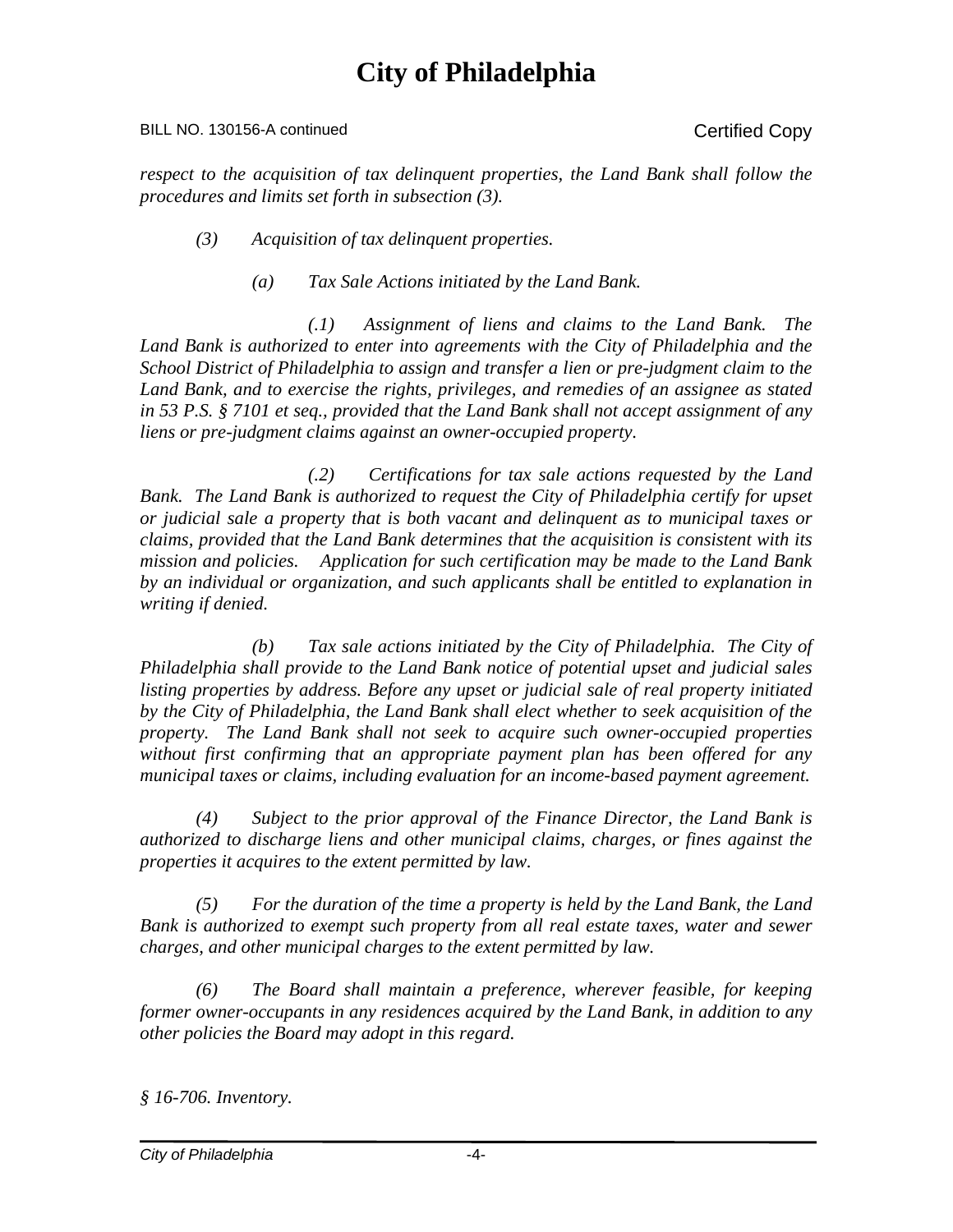*respect to the acquisition of tax delinquent properties, the Land Bank shall follow the procedures and limits set forth in subsection (3).*

*(3) Acquisition of tax delinquent properties.*

*(a) Tax Sale Actions initiated by the Land Bank.*

*(.1) Assignment of liens and claims to the Land Bank. The Land Bank is authorized to enter into agreements with the City of Philadelphia and the School District of Philadelphia to assign and transfer a lien or pre-judgment claim to the Land Bank, and to exercise the rights, privileges, and remedies of an assignee as stated in 53 P.S. § 7101 et seq., provided that the Land Bank shall not accept assignment of any liens or pre-judgment claims against an owner-occupied property.*

*(.2) Certifications for tax sale actions requested by the Land Bank. The Land Bank is authorized to request the City of Philadelphia certify for upset or judicial sale a property that is both vacant and delinquent as to municipal taxes or claims, provided that the Land Bank determines that the acquisition is consistent with its mission and policies. Application for such certification may be made to the Land Bank by an individual or organization, and such applicants shall be entitled to explanation in writing if denied.*

*(b) Tax sale actions initiated by the City of Philadelphia. The City of Philadelphia shall provide to the Land Bank notice of potential upset and judicial sales listing properties by address. Before any upset or judicial sale of real property initiated by the City of Philadelphia, the Land Bank shall elect whether to seek acquisition of the property. The Land Bank shall not seek to acquire such owner-occupied properties without first confirming that an appropriate payment plan has been offered for any municipal taxes or claims, including evaluation for an income-based payment agreement.*

*(4) Subject to the prior approval of the Finance Director, the Land Bank is authorized to discharge liens and other municipal claims, charges, or fines against the properties it acquires to the extent permitted by law.*

*(5) For the duration of the time a property is held by the Land Bank, the Land Bank is authorized to exempt such property from all real estate taxes, water and sewer charges, and other municipal charges to the extent permitted by law.*

*(6) The Board shall maintain a preference, wherever feasible, for keeping former owner-occupants in any residences acquired by the Land Bank, in addition to any other policies the Board may adopt in this regard.*

*§ 16-706. Inventory.*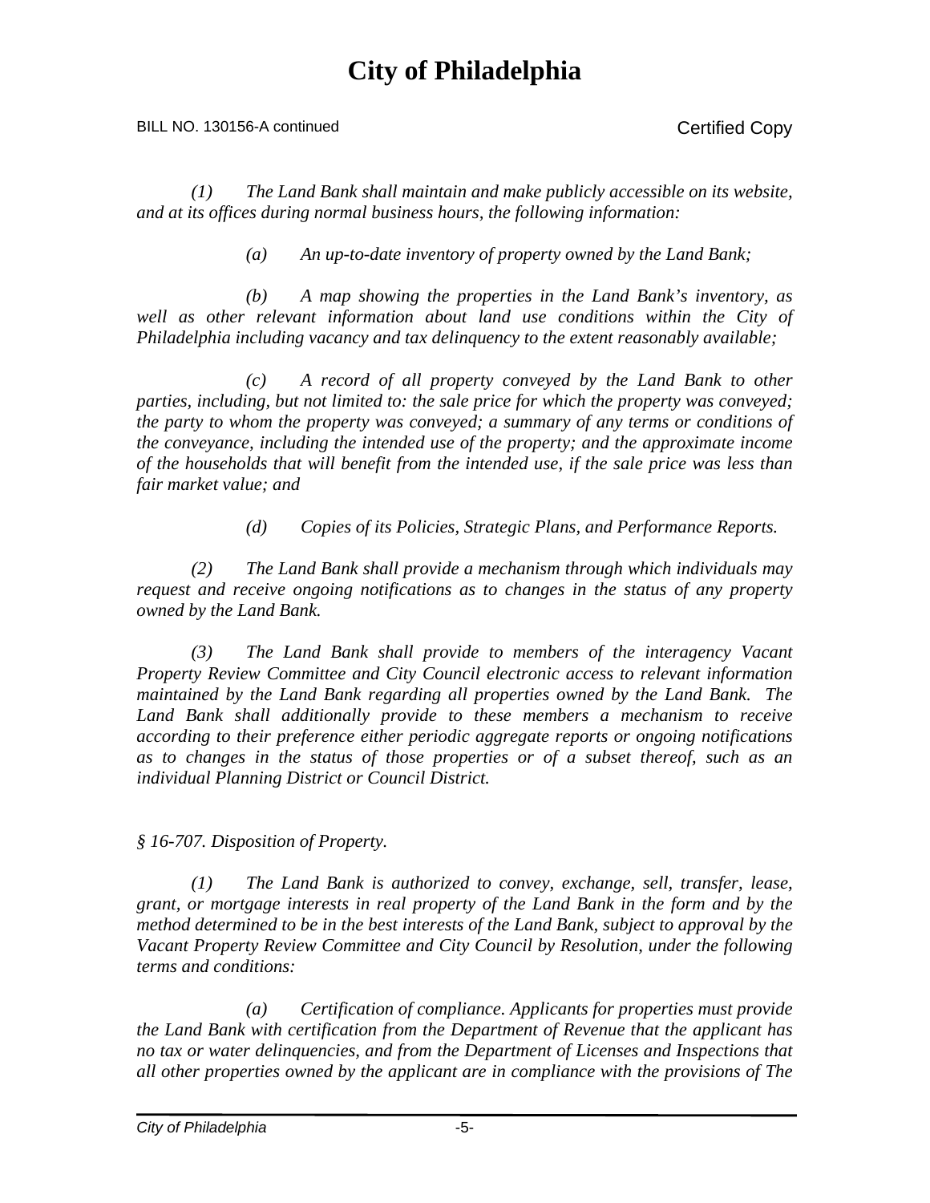*(1) The Land Bank shall maintain and make publicly accessible on its website, and at its offices during normal business hours, the following information:*

*(a) An up-to-date inventory of property owned by the Land Bank;*

*(b) A map showing the properties in the Land Bank's inventory, as well as other relevant information about land use conditions within the City of Philadelphia including vacancy and tax delinquency to the extent reasonably available;*

*(c) A record of all property conveyed by the Land Bank to other parties, including, but not limited to: the sale price for which the property was conveyed; the party to whom the property was conveyed; a summary of any terms or conditions of the conveyance, including the intended use of the property; and the approximate income of the households that will benefit from the intended use, if the sale price was less than fair market value; and*

*(d) Copies of its Policies, Strategic Plans, and Performance Reports.*

*(2) The Land Bank shall provide a mechanism through which individuals may request and receive ongoing notifications as to changes in the status of any property owned by the Land Bank.*

*(3) The Land Bank shall provide to members of the interagency Vacant Property Review Committee and City Council electronic access to relevant information maintained by the Land Bank regarding all properties owned by the Land Bank. The Land Bank shall additionally provide to these members a mechanism to receive according to their preference either periodic aggregate reports or ongoing notifications as to changes in the status of those properties or of a subset thereof, such as an individual Planning District or Council District.*

*§ 16-707. Disposition of Property.*

*(1) The Land Bank is authorized to convey, exchange, sell, transfer, lease, grant, or mortgage interests in real property of the Land Bank in the form and by the method determined to be in the best interests of the Land Bank, subject to approval by the Vacant Property Review Committee and City Council by Resolution, under the following terms and conditions:*

*(a) Certification of compliance. Applicants for properties must provide the Land Bank with certification from the Department of Revenue that the applicant has no tax or water delinquencies, and from the Department of Licenses and Inspections that all other properties owned by the applicant are in compliance with the provisions of The*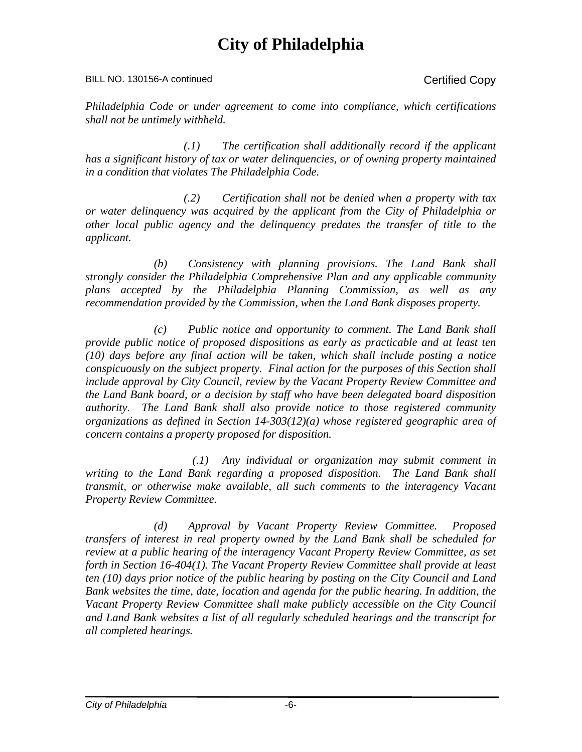*Philadelphia Code or under agreement to come into compliance, which certifications shall not be untimely withheld.*

*(.1) The certification shall additionally record if the applicant has a significant history of tax or water delinquencies, or of owning property maintained in a condition that violates The Philadelphia Code.*

*(.2) Certification shall not be denied when a property with tax or water delinquency was acquired by the applicant from the City of Philadelphia or other local public agency and the delinquency predates the transfer of title to the applicant.*

*(b) Consistency with planning provisions. The Land Bank shall strongly consider the Philadelphia Comprehensive Plan and any applicable community plans accepted by the Philadelphia Planning Commission, as well as any recommendation provided by the Commission, when the Land Bank disposes property.*

*(c) Public notice and opportunity to comment. The Land Bank shall provide public notice of proposed dispositions as early as practicable and at least ten (10) days before any final action will be taken, which shall include posting a notice conspicuously on the subject property. Final action for the purposes of this Section shall include approval by City Council, review by the Vacant Property Review Committee and the Land Bank board, or a decision by staff who have been delegated board disposition authority. The Land Bank shall also provide notice to those registered community organizations as defined in Section 14-303(12)(a) whose registered geographic area of concern contains a property proposed for disposition.*

*(.1) Any individual or organization may submit comment in writing to the Land Bank regarding a proposed disposition. The Land Bank shall transmit, or otherwise make available, all such comments to the interagency Vacant Property Review Committee.*

*(d) Approval by Vacant Property Review Committee. Proposed transfers of interest in real property owned by the Land Bank shall be scheduled for review at a public hearing of the interagency Vacant Property Review Committee, as set forth in Section 16-404(1). The Vacant Property Review Committee shall provide at least ten (10) days prior notice of the public hearing by posting on the City Council and Land Bank websites the time, date, location and agenda for the public hearing. In addition, the Vacant Property Review Committee shall make publicly accessible on the City Council and Land Bank websites a list of all regularly scheduled hearings and the transcript for all completed hearings.*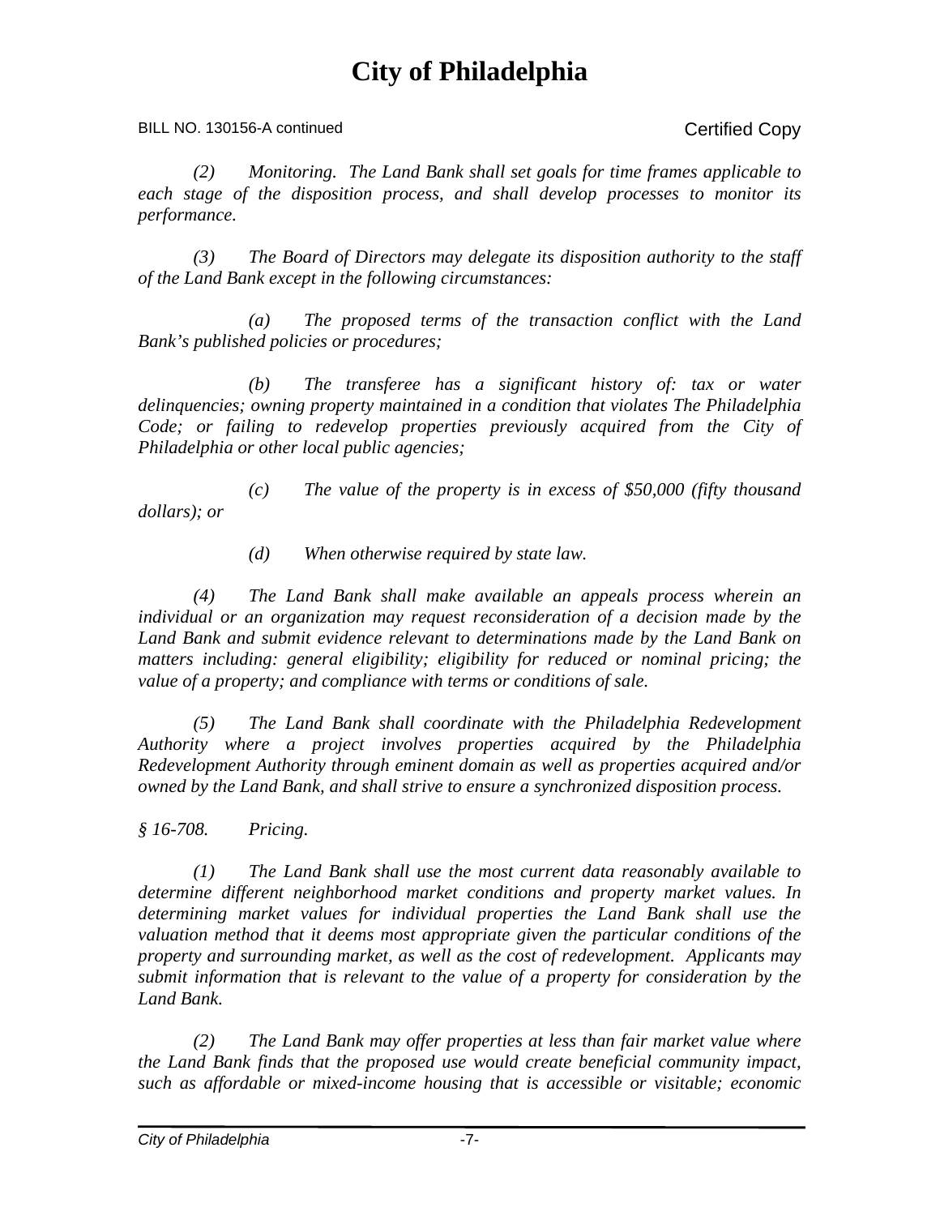*(2) Monitoring. The Land Bank shall set goals for time frames applicable to each stage of the disposition process, and shall develop processes to monitor its performance.*

*(3) The Board of Directors may delegate its disposition authority to the staff of the Land Bank except in the following circumstances:*

*(a) The proposed terms of the transaction conflict with the Land Bank's published policies or procedures;*

*(b) The transferee has a significant history of: tax or water delinquencies; owning property maintained in a condition that violates The Philadelphia Code; or failing to redevelop properties previously acquired from the City of Philadelphia or other local public agencies;*

*(c) The value of the property is in excess of $50,000 (fifty thousand dollars); or*

*(d) When otherwise required by state law.*

*(4) The Land Bank shall make available an appeals process wherein an individual or an organization may request reconsideration of a decision made by the Land Bank and submit evidence relevant to determinations made by the Land Bank on matters including: general eligibility; eligibility for reduced or nominal pricing; the value of a property; and compliance with terms or conditions of sale.*

*(5) The Land Bank shall coordinate with the Philadelphia Redevelopment Authority where a project involves properties acquired by the Philadelphia Redevelopment Authority through eminent domain as well as properties acquired and/or owned by the Land Bank, and shall strive to ensure a synchronized disposition process.*

*§ 16-708. Pricing.*

*(1) The Land Bank shall use the most current data reasonably available to determine different neighborhood market conditions and property market values. In determining market values for individual properties the Land Bank shall use the valuation method that it deems most appropriate given the particular conditions of the property and surrounding market, as well as the cost of redevelopment. Applicants may submit information that is relevant to the value of a property for consideration by the Land Bank.*

*(2) The Land Bank may offer properties at less than fair market value where the Land Bank finds that the proposed use would create beneficial community impact, such as affordable or mixed-income housing that is accessible or visitable; economic*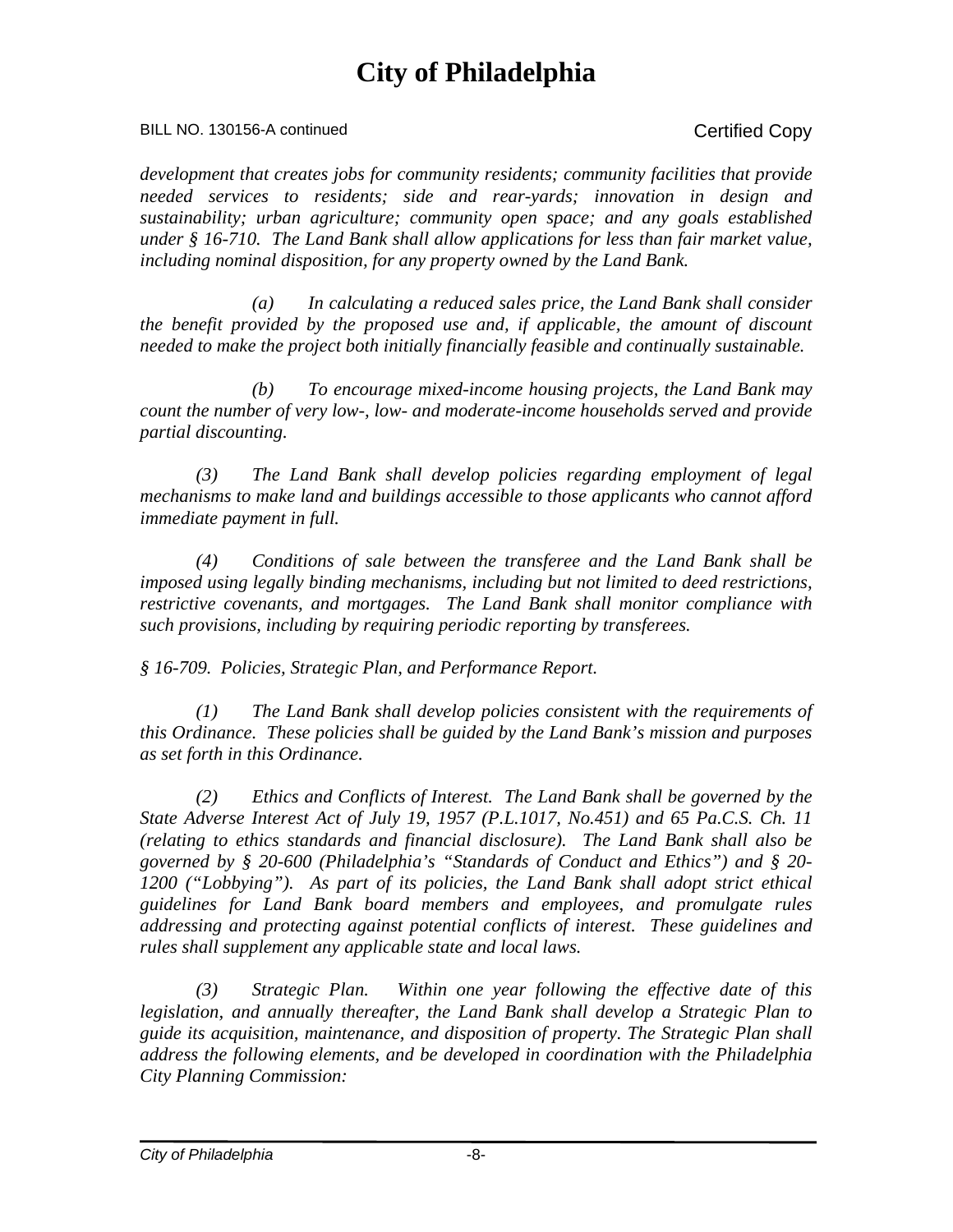*development that creates jobs for community residents; community facilities that provide needed services to residents; side and rear-yards; innovation in design and sustainability; urban agriculture; community open space; and any goals established under § 16-710. The Land Bank shall allow applications for less than fair market value, including nominal disposition, for any property owned by the Land Bank.*

*(a) In calculating a reduced sales price, the Land Bank shall consider the benefit provided by the proposed use and, if applicable, the amount of discount needed to make the project both initially financially feasible and continually sustainable.*

*(b) To encourage mixed-income housing projects, the Land Bank may count the number of very low-, low- and moderate-income households served and provide partial discounting.*

*(3) The Land Bank shall develop policies regarding employment of legal mechanisms to make land and buildings accessible to those applicants who cannot afford immediate payment in full.*

*(4) Conditions of sale between the transferee and the Land Bank shall be imposed using legally binding mechanisms, including but not limited to deed restrictions, restrictive covenants, and mortgages. The Land Bank shall monitor compliance with such provisions, including by requiring periodic reporting by transferees.*

*§ 16-709. Policies, Strategic Plan, and Performance Report.*

*(1) The Land Bank shall develop policies consistent with the requirements of this Ordinance. These policies shall be guided by the Land Bank's mission and purposes as set forth in this Ordinance.*

*(2) Ethics and Conflicts of Interest. The Land Bank shall be governed by the State Adverse Interest Act of July 19, 1957 (P.L.1017, No.451) and 65 Pa.C.S. Ch. 11 (relating to ethics standards and financial disclosure). The Land Bank shall also be governed by § 20-600 (Philadelphia's "Standards of Conduct and Ethics") and § 20-1200 ("Lobbying"). As part of its policies, the Land Bank shall adopt strict ethical guidelines for Land Bank board members and employees, and promulgate rules addressing and protecting against potential conflicts of interest. These guidelines and rules shall supplement any applicable state and local laws.*

*(3) Strategic Plan. Within one year following the effective date of this legislation, and annually thereafter, the Land Bank shall develop a Strategic Plan to guide its acquisition, maintenance, and disposition of property. The Strategic Plan shall address the following elements, and be developed in coordination with the Philadelphia City Planning Commission:*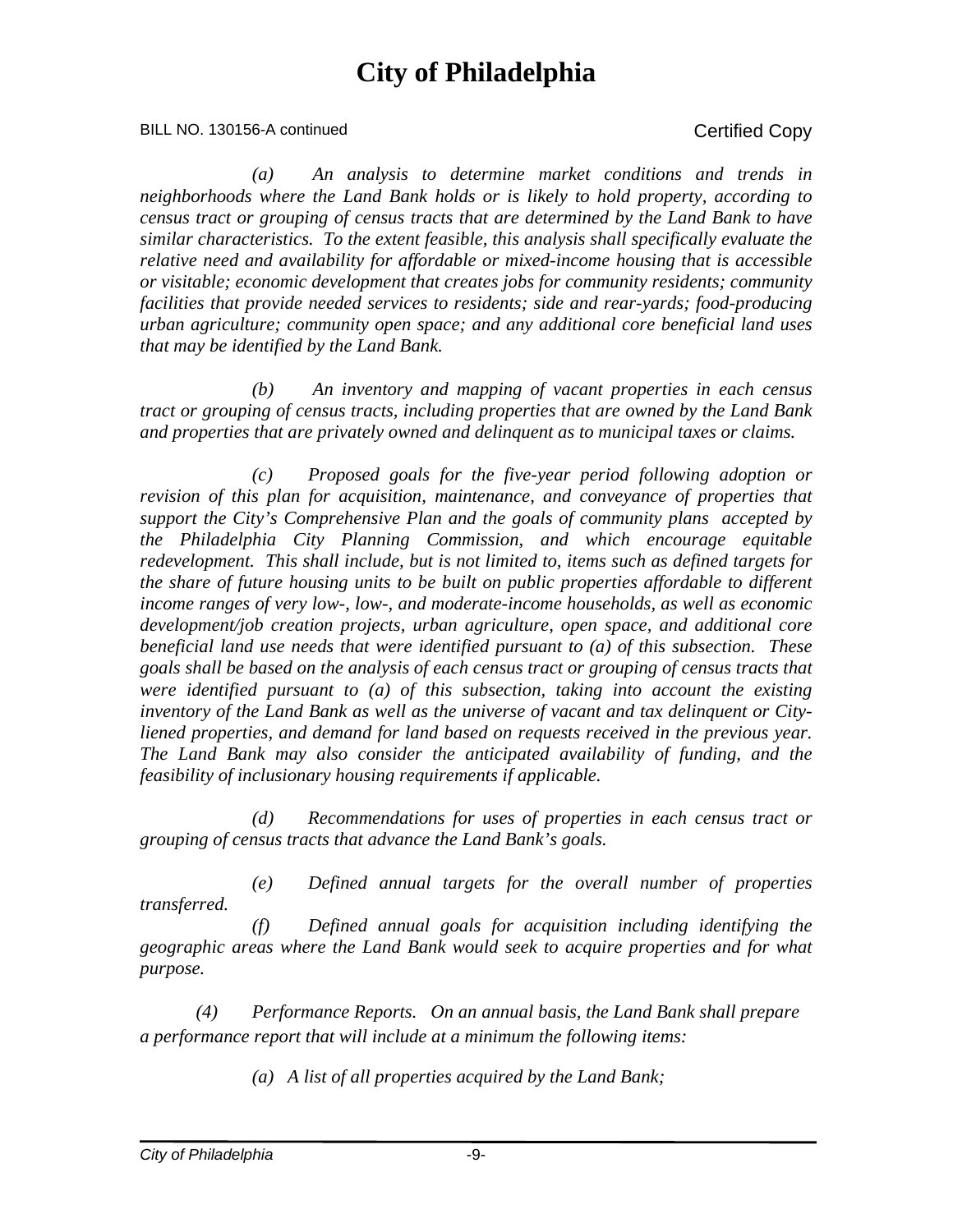*(a) An analysis to determine market conditions and trends in neighborhoods where the Land Bank holds or is likely to hold property, according to census tract or grouping of census tracts that are determined by the Land Bank to have similar characteristics. To the extent feasible, this analysis shall specifically evaluate the relative need and availability for affordable or mixed-income housing that is accessible or visitable; economic development that creates jobs for community residents; community facilities that provide needed services to residents; side and rear-yards; food-producing urban agriculture; community open space; and any additional core beneficial land uses that may be identified by the Land Bank.*

*(b) An inventory and mapping of vacant properties in each census tract or grouping of census tracts, including properties that are owned by the Land Bank and properties that are privately owned and delinquent as to municipal taxes or claims.*

*(c) Proposed goals for the five-year period following adoption or revision of this plan for acquisition, maintenance, and conveyance of properties that support the City's Comprehensive Plan and the goals of community plans accepted by the Philadelphia City Planning Commission, and which encourage equitable redevelopment. This shall include, but is not limited to, items such as defined targets for the share of future housing units to be built on public properties affordable to different income ranges of very low-, low-, and moderate-income households, as well as economic development/job creation projects, urban agriculture, open space, and additional core beneficial land use needs that were identified pursuant to (a) of this subsection. These goals shall be based on the analysis of each census tract or grouping of census tracts that were identified pursuant to (a) of this subsection, taking into account the existing inventory of the Land Bank as well as the universe of vacant and tax delinquent or City-liened properties, and demand for land based on requests received in the previous year. The Land Bank may also consider the anticipated availability of funding, and the feasibility of inclusionary housing requirements if applicable.*

*(d) Recommendations for uses of properties in each census tract or grouping of census tracts that advance the Land Bank's goals.*

*(e) Defined annual targets for the overall number of properties transferred.*

*(f) Defined annual goals for acquisition including identifying the geographic areas where the Land Bank would seek to acquire properties and for what purpose.*

*(4) Performance Reports. On an annual basis, the Land Bank shall prepare a performance report that will include at a minimum the following items:*

*(a) A list of all properties acquired by the Land Bank;*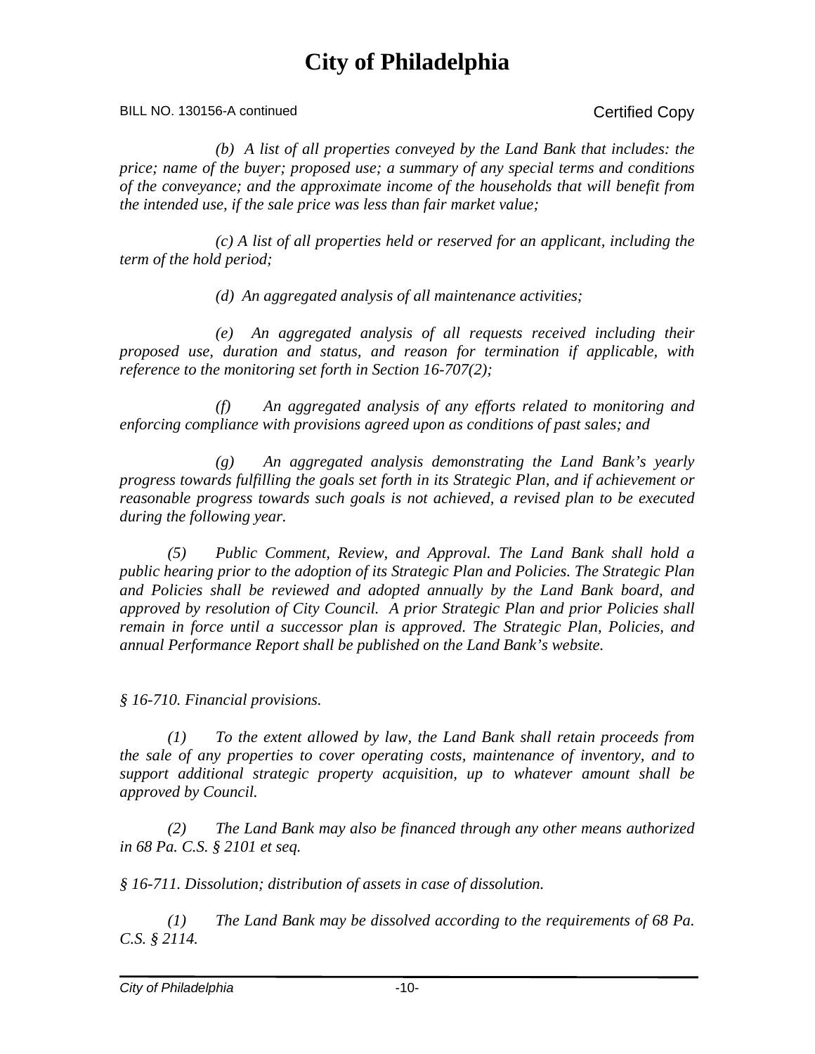*(b) A list of all properties conveyed by the Land Bank that includes: the price; name of the buyer; proposed use; a summary of any special terms and conditions of the conveyance; and the approximate income of the households that will benefit from the intended use, if the sale price was less than fair market value;*

*(c) A list of all properties held or reserved for an applicant, including the term of the hold period;*

*(d) An aggregated analysis of all maintenance activities;*

*(e) An aggregated analysis of all requests received including their proposed use, duration and status, and reason for termination if applicable, with reference to the monitoring set forth in Section 16-707(2);*

*(f) An aggregated analysis of any efforts related to monitoring and enforcing compliance with provisions agreed upon as conditions of past sales; and*

*(g) An aggregated analysis demonstrating the Land Bank's yearly progress towards fulfilling the goals set forth in its Strategic Plan, and if achievement or reasonable progress towards such goals is not achieved, a revised plan to be executed during the following year.*

*(5) Public Comment, Review, and Approval. The Land Bank shall hold a public hearing prior to the adoption of its Strategic Plan and Policies. The Strategic Plan and Policies shall be reviewed and adopted annually by the Land Bank board, and approved by resolution of City Council. A prior Strategic Plan and prior Policies shall remain in force until a successor plan is approved. The Strategic Plan, Policies, and annual Performance Report shall be published on the Land Bank's website.*

*§ 16-710. Financial provisions.*

*(1) To the extent allowed by law, the Land Bank shall retain proceeds from the sale of any properties to cover operating costs, maintenance of inventory, and to support additional strategic property acquisition, up to whatever amount shall be approved by Council.*

*(2) The Land Bank may also be financed through any other means authorized in 68 Pa. C.S. § 2101 et seq.*

*§ 16-711. Dissolution; distribution of assets in case of dissolution.*

*(1) The Land Bank may be dissolved according to the requirements of 68 Pa. C.S. § 2114.*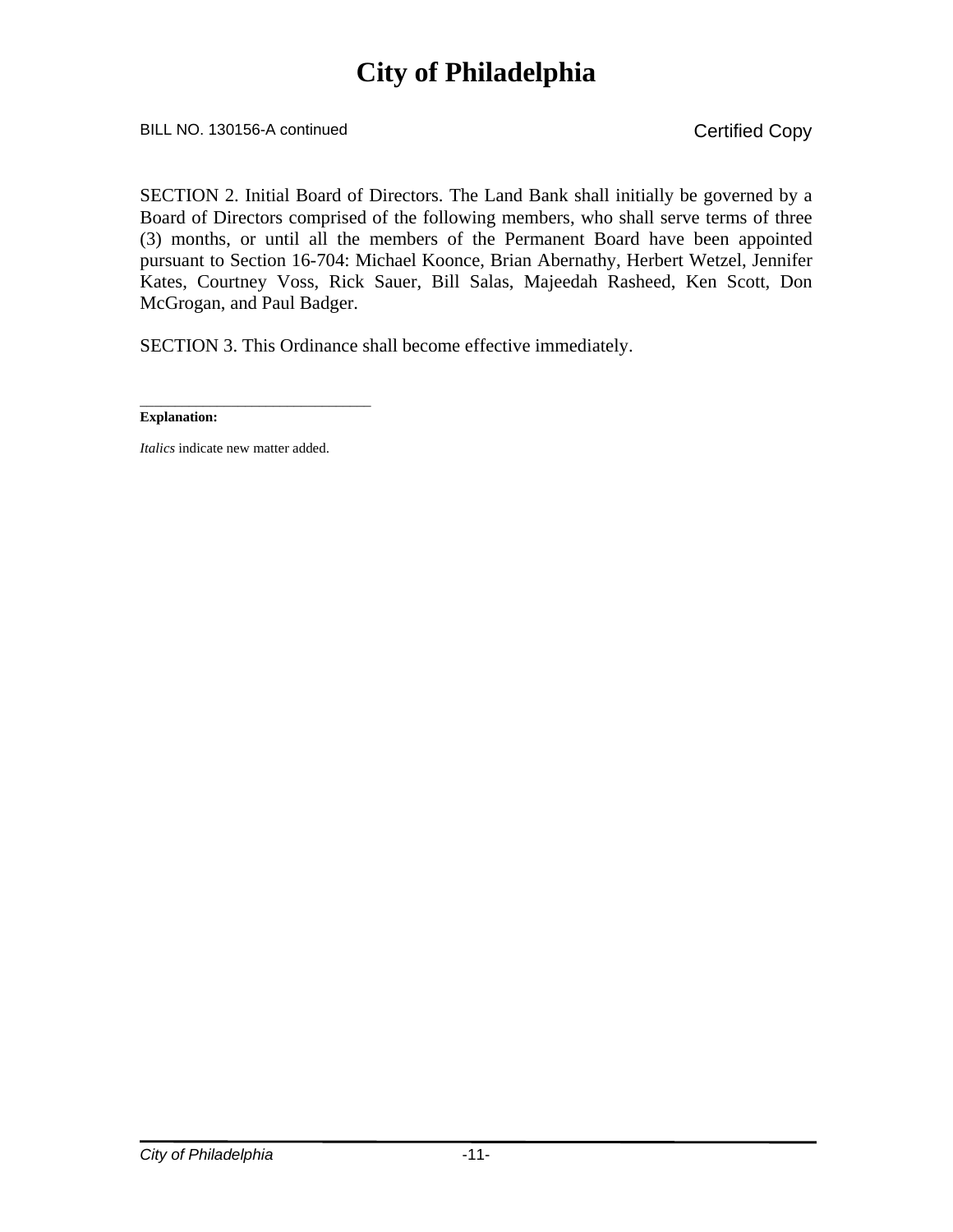SECTION 2. Initial Board of Directors. The Land Bank shall initially be governed by a Board of Directors comprised of the following members, who shall serve terms of three (3) months, or until all the members of the Permanent Board have been appointed pursuant to Section 16-704: Michael Koonce, Brian Abernathy, Herbert Wetzel, Jennifer Kates, Courtney Voss, Rick Sauer, Bill Salas, Majeedah Rasheed, Ken Scott, Don McGrogan, and Paul Badger.

SECTION 3. This Ordinance shall become effective immediately.

______________________________

**Explanation:**

*Italics* indicate new matter added.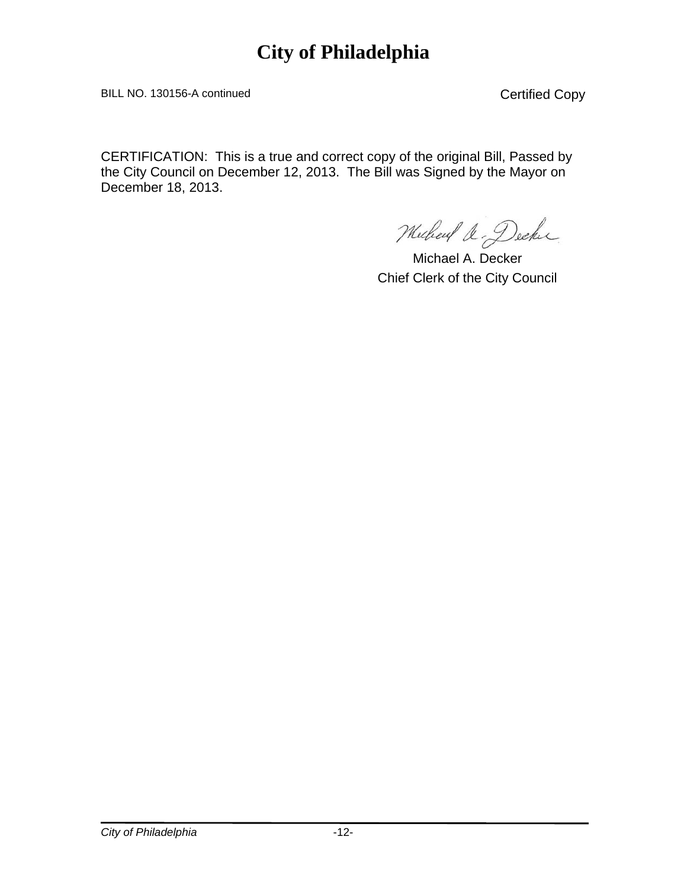# City of Philadelphia

BILL NO. 130156-A continued

Certified Copy

CERTIFICATION: This is a true and correct copy of the original Bill, Passed by the City Council on December 12, 2013. The Bill was Signed by the Mayor on December 18, 2013.

Michael A. Decker
Chief Clerk of the City Council